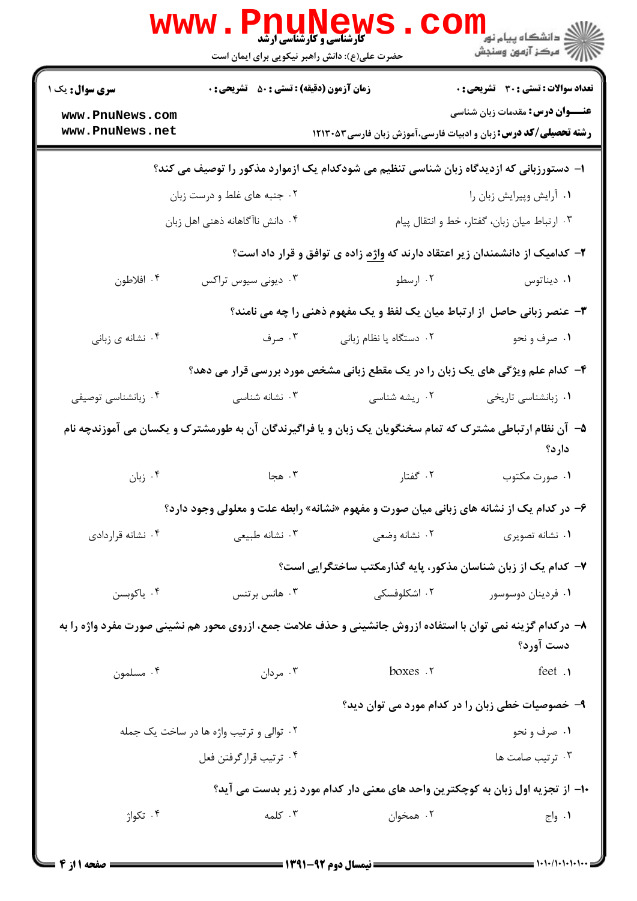**کارشناسی و کارشناسی ارشد**

حضرت علی(ع): دانش راهبر نیکویی برای ایمان است

دانشگاه پیام نور
مرکز آزمون وسنجش

**سری سوال:** یک ۱

**زمان آزمون (دقیقه) : تستی : ۵۰ تشریحی : ۰**

**تعداد سوالات : تستی : ۳۰ تشریحی : ۰**

**عنـــوان درس:** مقدمات زبان شناسی

**رشته تحصیلی/کد درس:** زبان و ادبیات فارسی،آموزش زبان فارسی ۱۲۱۳۰۵۳

---

**۱- دستورزبانی که ازدیدگاه زبان شناسی تنظیم می شودکدام یک ازموارد مذکور را توصیف می کند؟**

۱. آرایش وپیرایش زبان را

۲. جنبه های غلط و درست زبان

۳. ارتباط میان زبان، گفتار، خط و انتقال پیام

۴. دانش ناآگاهانه ذهنی اهل زبان

**۲- کدامیک از دانشمندان زیر اعتقاد دارند که واژه زاده ی توافق و قرار داد است؟**

۱. دیناتوس

۲. ارسطو

۳. دیونی سیوس تراکس

۴. افلاطون

**۳- عنصر زبانی حاصل از ارتباط میان یک لفظ و یک مفهوم ذهنی را چه می نامند؟**

۱. صرف و نحو

۲. دستگاه یا نظام زبانی

۳. صرف

۴. نشانه ی زبانی

**۴- کدام علم ویژگی های یک زبان را در یک مقطع زبانی مشخص مورد بررسی قرار می دهد؟**

۱. زبانشناسی تاریخی

۲. ریشه شناسی

۳. نشانه شناسی

۴. زبانشناسی توصیفی

**۵- آن نظام ارتباطی مشترک که تمام سخنگویان یک زبان و یا فراگیرندگان آن به طورمشترک و یکسان می آموزندچه نام دارد؟**

۱. صورت مکتوب

۲. گفتار

۳. هجا

۴. زبان

**۶- در کدام یک از نشانه های زبانی میان صورت و مفهوم «نشانه» رابطه علت و معلولی وجود دارد؟**

۱. نشانه تصویری

۲. نشانه وضعی

۳. نشانه طبیعی

۴. نشانه قراردادی

**۷- کدام یک از زبان شناسان مذکور، پایه گذارمکتب ساختگرایی است؟**

۱. فردینان دوسوسور

۲. اشکلوفسکی

۳. هانس برتنس

۴. یاکوبسن

**۸- درکدام گزینه نمی توان با استفاده ازروش جانشینی و حذف علامت جمع، ازروی محور هم نشینی صورت مفرد واژه را به دست آورد؟**

۱. feet

۲. boxes

۳. مردان

۴. مسلمون

**۹- خصوصیات خطی زبان را در کدام مورد می توان دید؟**

۱. صرف و نحو

۲. توالی و ترتیب واژه ها در ساخت یک جمله

۳. ترتیب صامت ها

۴. ترتیب قرارگرفتن فعل

**۱۰- از تجزیه اول زبان به کوچکترین واحد های معنی دار کدام مورد زیر بدست می آید؟**

۱. واج

۲. همخوان

۳. کلمه

۴. تکواژ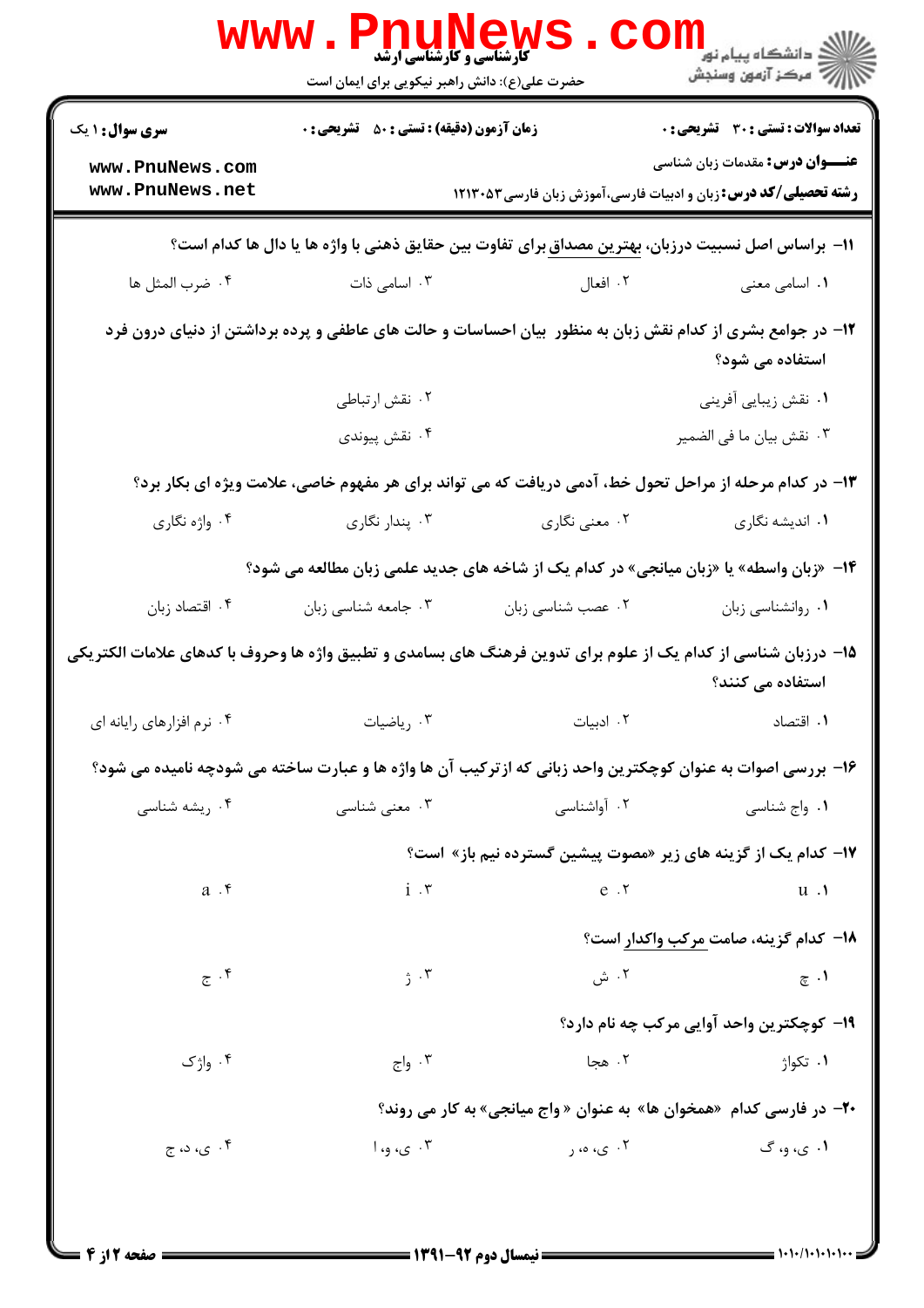**سری سوال:** ۱ یک | **زمان آزمون (دقیقه) : تستی :** ۵۰ **تشریحی :** ۰ | **تعداد سوالات : تستی :** ۳۰ **تشریحی :** ۰

**عنـــوان درس:** مقدمات زبان شناسی

**رشته تحصیلی/کد درس:** زبان و ادبیات فارسی،آموزش زبان فارسی۱۲۱۳۰۵۳

۱۱- براساس اصل نسبیت درزبان، بهترین مصداق برای تفاوت بین حقایق ذهنی با واژه ها یا دال ها کدام است؟

۱. اسامی معنی
۲. افعال
۳. اسامی ذات
۴. ضرب المثل ها

۱۲- در جوامع بشری از کدام نقش زبان به منظور بیان احساسات و حالت های عاطفی و پرده برداشتن از دنیای درون فرد استفاده می شود؟

۱. نقش زیبایی آفرینی
۲. نقش ارتباطی
۳. نقش بیان ما فی الضمیر
۴. نقش پیوندی

۱۳- در کدام مرحله از مراحل تحول خط، آدمی دریافت که می تواند برای هر مفهوم خاصی، علامت ویژه ای بکار برد؟

۱. اندیشه نگاری
۲. معنی نگاری
۳. پندار نگاری
۴. واژه نگاری

۱۴- «زبان واسطه» یا «زبان میانجی» در کدام یک از شاخه های جدید علمی زبان مطالعه می شود؟

۱. روانشناسی زبان
۲. عصب شناسی زبان
۳. جامعه شناسی زبان
۴. اقتصاد زبان

۱۵- درزبان شناسی از کدام یک از علوم برای تدوین فرهنگ های بسامدی و تطبیق واژه ها وحروف ها با کدهای علامات الکتریکی استفاده می کنند؟

۱. اقتصاد
۲. ادبیات
۳. ریاضیات
۴. نرم افزارهای رایانه ای

۱۶- بررسی اصوات به عنوان کوچکترین واحد زبانی که ازترکیب آن ها واژه ها و عبارت ساخته می شودچه نامیده می شود؟

۱. واج شناسی
۲. آواشناسی
۳. معنی شناسی
۴. ریشه شناسی

۱۷- کدام یک از گزینه های زیر «مصوت پیشین گسترده نیم باز» است؟

۱. u
۲. e
۳. i
۴. a

۱۸- کدام گزینه، صامت مرکب واکدار است؟

۱. چ
۲. ش
۳. ژ
۴. ج

۱۹- کوچکترین واحد آوایی مرکب چه نام دارد؟

۱. تکواژ
۲. هجا
۳. واج
۴. واژک

۲۰- در فارسی کدام «همخوان ها» به عنوان « واج میانجی» به کار می روند؟

۱. ی، و، گ
۲. ی، ه، ر
۳. ی، و، ا
۴. ی، د، ج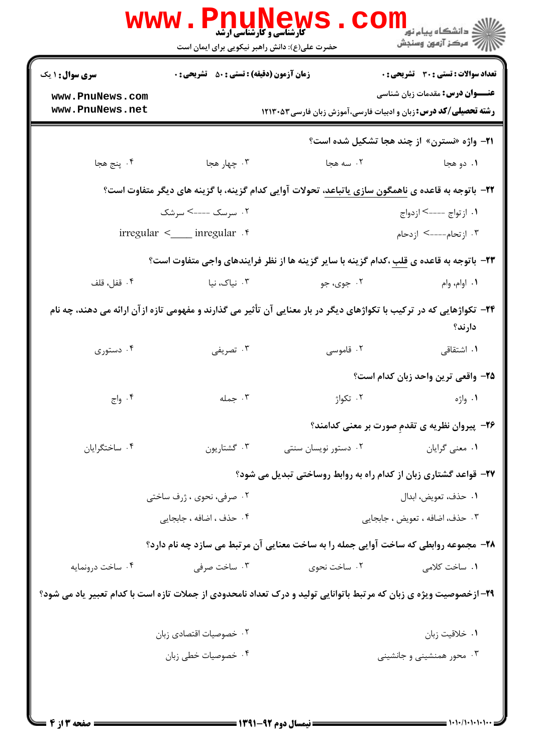**۲۱- واژه «نسترن» از چند هجا تشکیل شده است؟**

۱. دو هجا

۲. سه هجا

۳. چهار هجا

۴. پنج هجا

**۲۲- باتوجه به قاعده ی ناهمگون سازی یاتباعد، تحولات آوایی کدام گزینه، با گزینه های دیگر متفاوت است؟**

۱. ازتواج ---> ازدواج

۲. سرسک ---> سرشک

۳. ازتحام---> ازدحام

۴. irregular <____ inregular

**۲۳- باتوجه به قاعده ی قلب ،کدام گزینه با سایر گزینه ها از نظر فرایندهای واجی متفاوت است؟**

۱. اوام، وام

۲. جوی، جو

۳. نیاک، نیا

۴. قفل، قلف

**۲۴- تکواژهایی که در ترکیب با تکواژهای دیگر در بار معنایی آن تأثیر می گذارند و مفهومی تازه ازآن ارائه می دهند، چه نام دارند؟**

۱. اشتقاقی

۲. قاموسی

۳. تصریفی

۴. دستوری

**۲۵- واقعی ترین واحد زبان کدام است؟**

۱. واژه

۲. تکواژ

۳. جمله

۴. واج

**۲۶- پیروان نظریه ی تقدمِ صورت بر معنی کدامند؟**

۱. معنی گرایان

۲. دستور نویسان سنتی

۳. گشتاریون

۴. ساختگرایان

**۲۷- قواعد گشتاری زبان از کدام راه به روابط روساختی تبدیل می شود؟**

۱. حذف، تعویض، ابدال

۲. صرفی، نحوی ، ژرف ساختی

۳. حذف، اضافه ، تعویض ، جابجایی

۴. حذف ، اضافه ، جابجایی

**۲۸- مجموعه روابطی که ساخت آوایی جمله را به ساخت معنایی آن مرتبط می سازد چه نام دارد؟**

۱. ساخت کلامی

۲. ساخت نحوی

۳. ساخت صرفی

۴. ساخت درونمایه

**۲۹-ازخصوصیت ویژه ی زبان که مرتبط باتوانایی تولید و درک تعداد نامحدودی از جملات تازه است با کدام تعبیر یاد می شود؟**

۱. خلاقیت زبان

۲. خصوصیات اقتصادی زبان

۳. محور همنشینی و جانشینی

۴. خصوصیات خطی زبان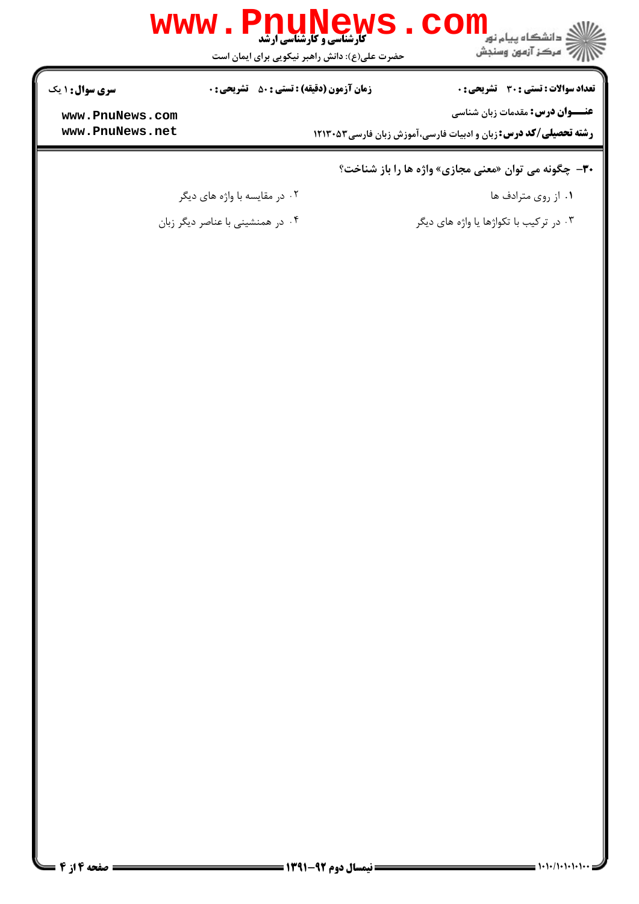**۳۰- چگونه می توان «معنی مجازی» واژه ها را باز شناخت؟**

۱. از روی مترادف ها

۲. در مقایسه با واژه های دیگر

۳. در ترکیب با تکواژها یا واژه های دیگر

۴. در همنشینی با عناصر دیگر زبان